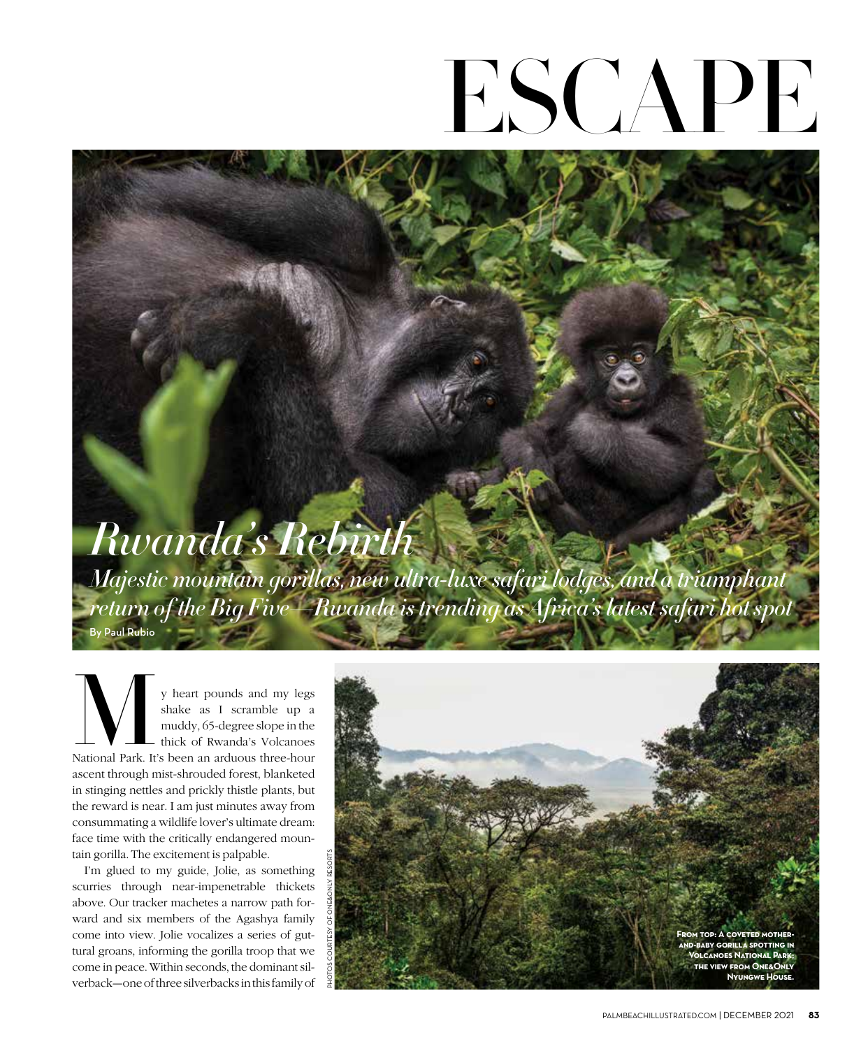# ESCAPE

## *Rwanda's Rebirth*

*Majestic mountain gorillas, new ultra-luxe safari lodges, and a triumphant return of the Big Five—Rwanda is trending as Africa's latest safari hot spot*

By Paul Rubio

My heart pounds and my legs shake as I scramble up a muddy, 65-degree slope in the thick of Rwanda's Volcanoes National Park. It's been an arduous three-hour ascent through mist-shrouded forest, blanketed in stinging nettles and prickly thistle plants, but the reward is near. I am just minutes away from consummating a wildlife lover's ultimate dream: face time with the critically endangered mountain gorilla. The excitement is palpable.

I'm glued to my guide, Jolie, as something scurries through near-impenetrable thickets above. Our tracker machetes a narrow path forward and six members of the Agashya family come into view. Jolie vocalizes a series of guttural groans, informing the gorilla troop that we come in peace. Within seconds, the dominant silverback—one of three silverbacks in this family of

FROM TOP: A COVETED MOTHER-AND-BABY GORILLA SPOTTING IN VOLCANOES NATIONAL PARK; THE VIEW FROM ONE&ONLY NYUNGWE HOUSE.

PHOTOS COURTESY OF ONE&ONLY RESORTS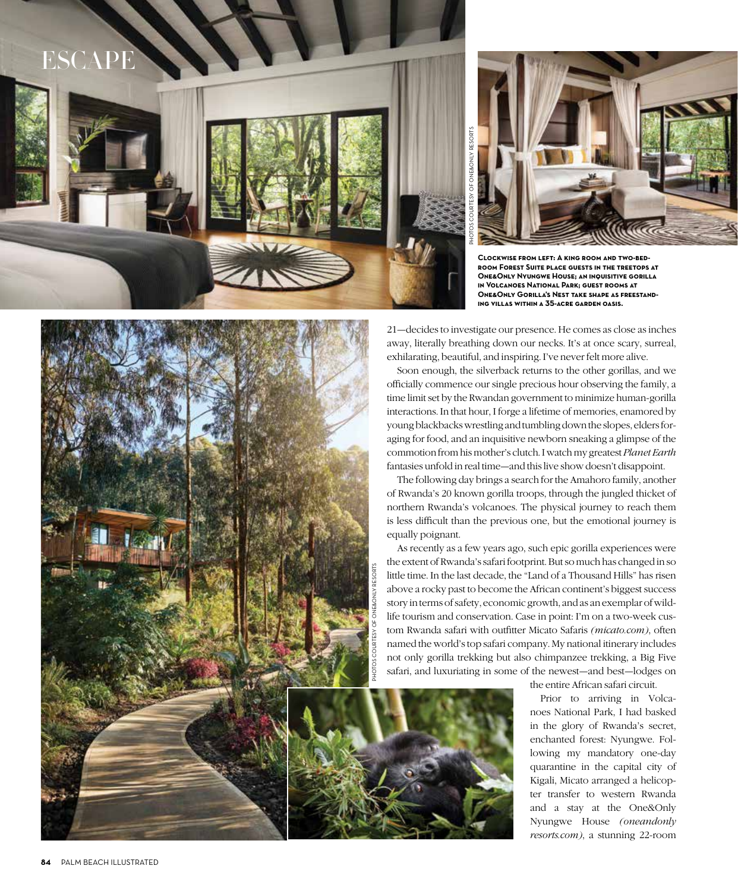# ESCAPE

PHOTOS COURTESY OF ONE&ONLY RESORTS

**Clockwise from left: A king room and two-bedroom Forest Suite place guests in the treetops at One&Only Nyungwe House; an inquisitive gorilla in Volcanoes National Park; guest rooms at One&Only Gorilla's Nest take shape as freestanding villas within a 35-acre garden oasis.**

21—decides to investigate our presence. He comes as close as inches away, literally breathing down our necks. It's at once scary, surreal, exhilarating, beautiful, and inspiring. I've never felt more alive.

Soon enough, the silverback returns to the other gorillas, and we officially commence our single precious hour observing the family, a time limit set by the Rwandan government to minimize human-gorilla interactions. In that hour, I forge a lifetime of memories, enamored by young blackbacks wrestling and tumbling down the slopes, elders foraging for food, and an inquisitive newborn sneaking a glimpse of the commotion from his mother's clutch. I watch my greatest *Planet Earth* fantasies unfold in real time—and this live show doesn't disappoint.

The following day brings a search for the Amahoro family, another of Rwanda's 20 known gorilla troops, through the jungled thicket of northern Rwanda's volcanoes. The physical journey to reach them is less difficult than the previous one, but the emotional journey is equally poignant.

As recently as a few years ago, such epic gorilla experiences were the extent of Rwanda's safari footprint. But so much has changed in so little time. In the last decade, the "Land of a Thousand Hills" has risen above a rocky past to become the African continent's biggest success story in terms of safety, economic growth, and as an exemplar of wildlife tourism and conservation. Case in point: I'm on a two-week custom Rwanda safari with outfitter Micato Safaris *(micato.com)*, often named the world's top safari company. My national itinerary includes not only gorilla trekking but also chimpanzee trekking, a Big Five safari, and luxuriating in some of the newest—and best—lodges on the entire African safari circuit.

PHOTOS COURTESY OF ONE&ONLY RESORTS

Prior to arriving in Volcanoes National Park, I had basked in the glory of Rwanda's secret, enchanted forest: Nyungwe. Following my mandatory one-day quarantine in the capital city of Kigali, Micato arranged a helicopter transfer to western Rwanda and a stay at the One&Only Nyungwe House *(oneandonlyresorts.com)*, a stunning 22-room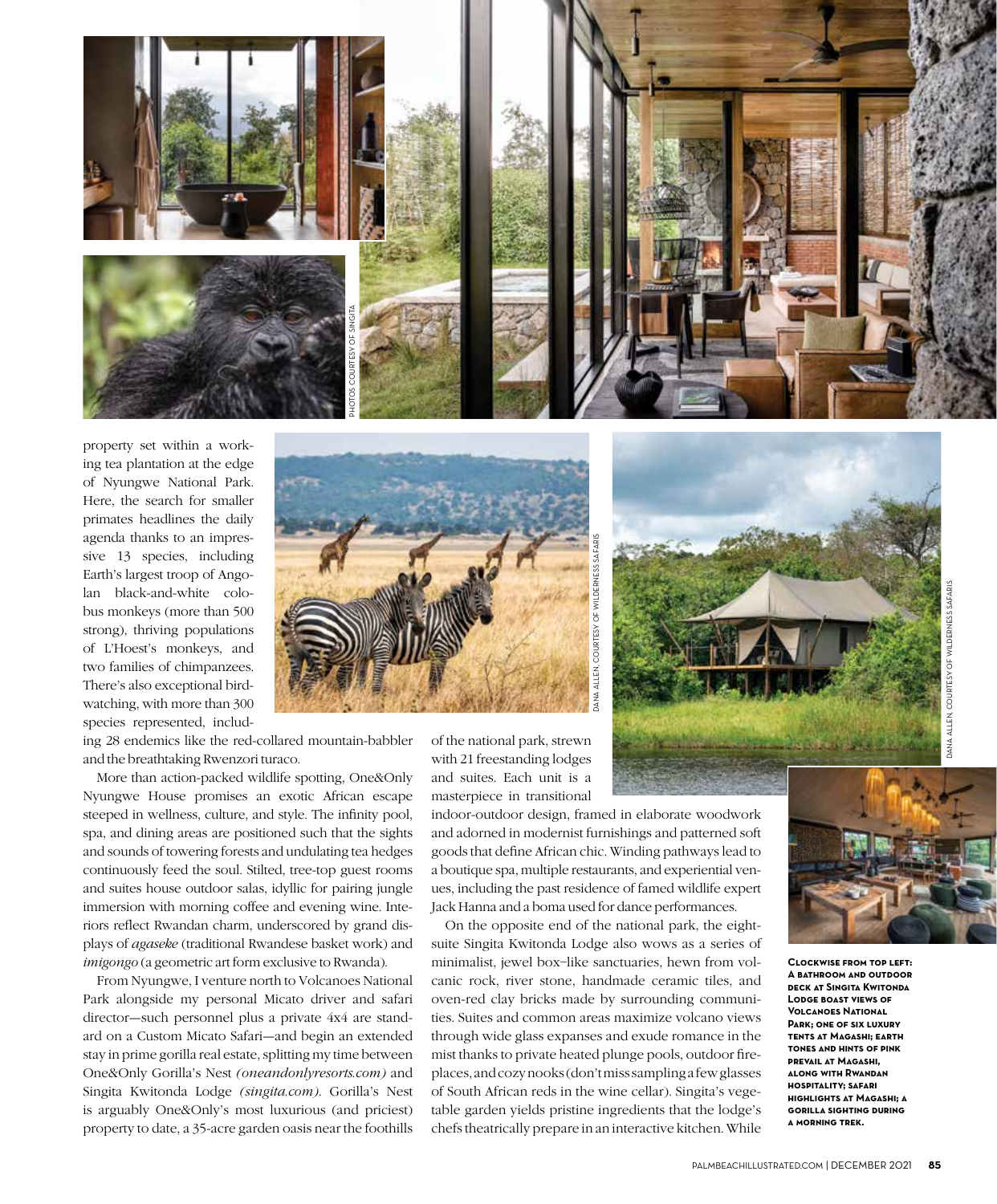property set within a working tea plantation at the edge of Nyungwe National Park. Here, the search for smaller primates headlines the daily agenda thanks to an impressive 13 species, including Earth's largest troop of Angolan black-and-white colobus monkeys (more than 500 strong), thriving populations of L'Hoest's monkeys, and two families of chimpanzees. There's also exceptional birdwatching, with more than 300 species represented, including 28 endemics like the red-collared mountain-babbler and the breathtaking Rwenzori turaco.

More than action-packed wildlife spotting, One&Only Nyungwe House promises an exotic African escape steeped in wellness, culture, and style. The infinity pool, spa, and dining areas are positioned such that the sights and sounds of towering forests and undulating tea hedges continuously feed the soul. Stilted, tree-top guest rooms and suites house outdoor salas, idyllic for pairing jungle immersion with morning coffee and evening wine. Interiors reflect Rwandan charm, underscored by grand displays of *agaseke* (traditional Rwandese basket work) and *imigongo* (a geometric art form exclusive to Rwanda).

From Nyungwe, I venture north to Volcanoes National Park alongside my personal Micato driver and safari director—such personnel plus a private 4x4 are standard on a Custom Micato Safari—and begin an extended stay in prime gorilla real estate, splitting my time between One&Only Gorilla's Nest *(oneandonlyresorts.com)* and Singita Kwitonda Lodge *(singita.com)*. Gorilla's Nest is arguably One&Only's most luxurious (and priciest) property to date, a 35-acre garden oasis near the foothills of the national park, strewn with 21 freestanding lodges and suites. Each unit is a masterpiece in transitional indoor-outdoor design, framed in elaborate woodwork and adorned in modernist furnishings and patterned soft goods that define African chic. Winding pathways lead to a boutique spa, multiple restaurants, and experiential venues, including the past residence of famed wildlife expert Jack Hanna and a boma used for dance performances.

On the opposite end of the national park, the eight-suite Singita Kwitonda Lodge also wows as a series of minimalist, jewel box–like sanctuaries, hewn from volcanic rock, river stone, handmade ceramic tiles, and oven-red clay bricks made by surrounding communities. Suites and common areas maximize volcano views through wide glass expanses and exude romance in the mist thanks to private heated plunge pools, outdoor fireplaces, and cozy nooks (don't miss sampling a few glasses of South African reds in the wine cellar). Singita's vegetable garden yields pristine ingredients that the lodge's chefs theatrically prepare in an interactive kitchen. While

PHOTOS COURTESY OF SINGITA

DANA ALLEN, COURTESY OF WILDERNESS SAFARIS

DANA ALLEN, COURTESY OF WILDERNESS SAFARIS

**Clockwise from top left: A bathroom and outdoor deck at Singita Kwitonda Lodge boast views of Volcanoes National Park; one of six luxury tents at Magashi; earth tones and hints of pink prevail at Magashi, along with Rwandan hospitality; safari highlights at Magashi; a gorilla sighting during a morning trek.**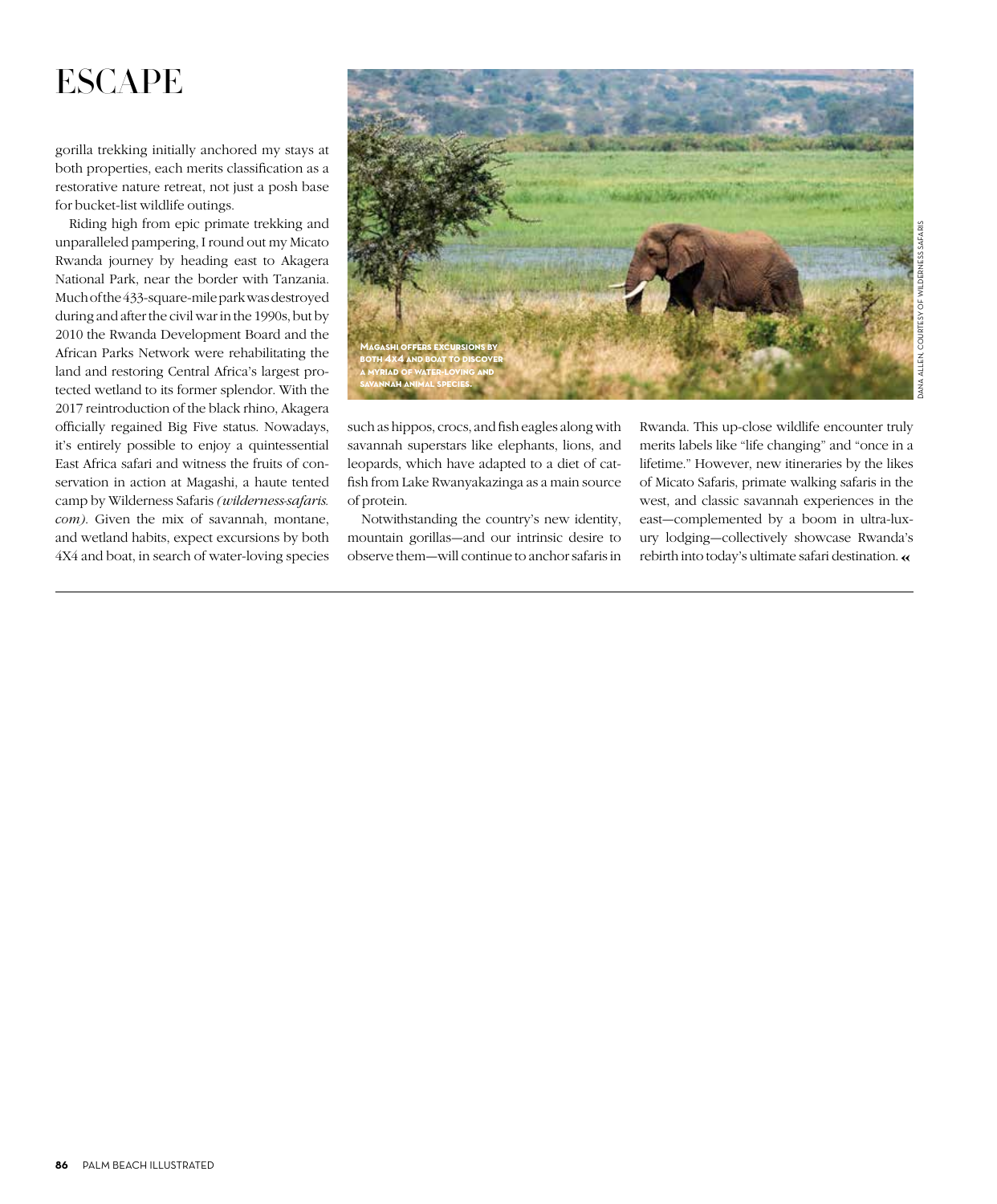# ESCAPE

gorilla trekking initially anchored my stays at both properties, each merits classification as a restorative nature retreat, not just a posh base for bucket-list wildlife outings.

Riding high from epic primate trekking and unparalleled pampering, I round out my Micato Rwanda journey by heading east to Akagera National Park, near the border with Tanzania. Much of the 433-square-mile park was destroyed during and after the civil war in the 1990s, but by 2010 the Rwanda Development Board and the African Parks Network were rehabilitating the land and restoring Central Africa's largest protected wetland to its former splendor. With the 2017 reintroduction of the black rhino, Akagera officially regained Big Five status. Nowadays, it's entirely possible to enjoy a quintessential East Africa safari and witness the fruits of conservation in action at Magashi, a haute tented camp by Wilderness Safaris *(wilderness-safaris.com)*. Given the mix of savannah, montane, and wetland habits, expect excursions by both 4X4 and boat, in search of water-loving species such as hippos, crocs, and fish eagles along with savannah superstars like elephants, lions, and leopards, which have adapted to a diet of catfish from Lake Rwanyakazinga as a main source of protein.

Magashi offers excursions by both 4X4 and boat to discover a myriad of water-loving and savannah animal species.

DANA ALLEN, COURTESY OF WILDERNESS SAFARIS

Notwithstanding the country's new identity, mountain gorillas—and our intrinsic desire to observe them—will continue to anchor safaris in Rwanda. This up-close wildlife encounter truly merits labels like "life changing" and "once in a lifetime." However, new itineraries by the likes of Micato Safaris, primate walking safaris in the west, and classic savannah experiences in the east—complemented by a boom in ultra-luxury lodging—collectively showcase Rwanda's rebirth into today's ultimate safari destination. «